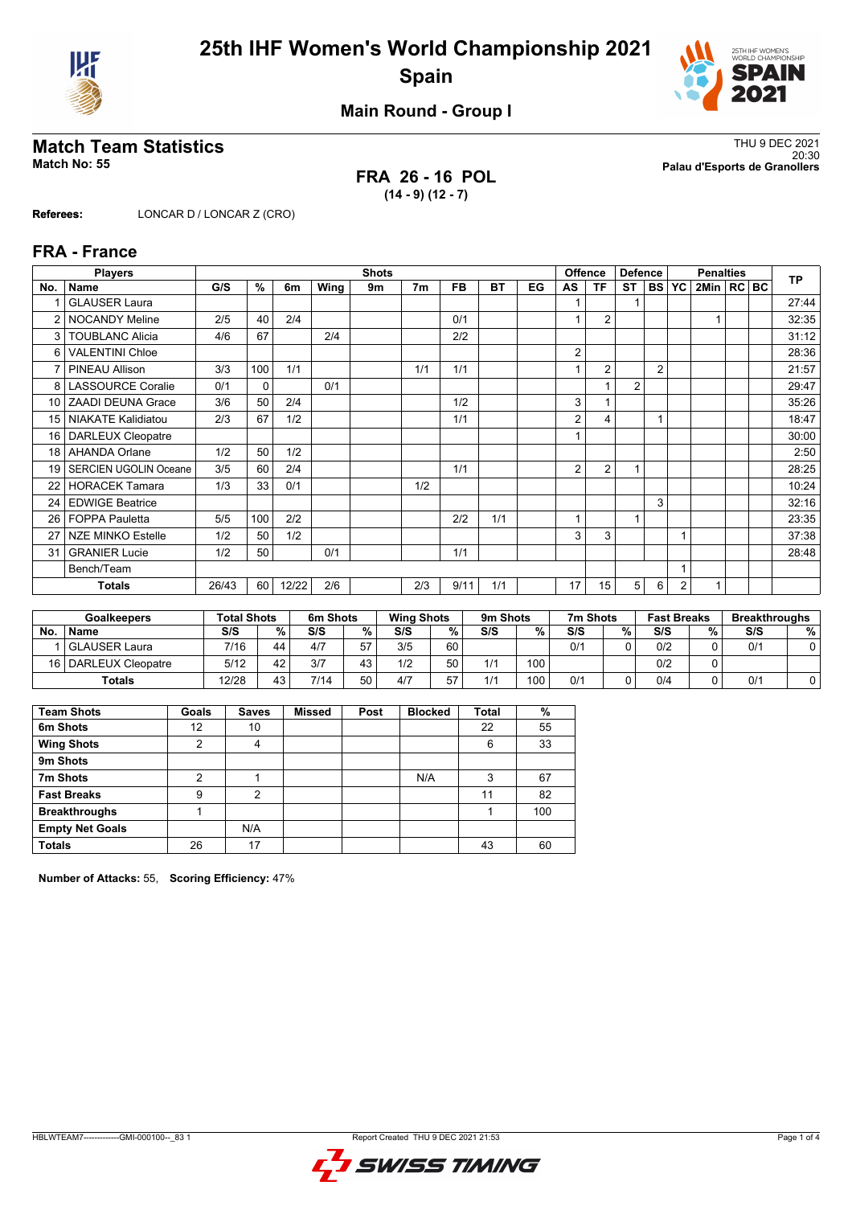# 25th IHF Women's World Championship 2021

## Spain

### Main Round - Group I

## Match Team Statistics

**Match No: 55**

THU 9 DEC 2021
20:30
**Palau d'Esports de Granollers**

**FRA 26 - 16 POL**
**(14 - 9) (12 - 7)**

**Referees:** LONCAR D / LONCAR Z (CRO)

## FRA - France

| Players | | Shots | | | | | | | | | Offence | | Defence | | Penalties | | | | TP |
|---|---|---|---|---|---|---|---|---|---|---|---|---|---|---|---|---|---|---|---|
| No. | Name | G/S | % | 6m | Wing | 9m | 7m | FB | BT | EG | AS | TF | ST | BS | YC | 2Min | RC | BC | |
| 1 | GLAUSER Laura | | | | | | | | | | 1 | | 1 | | | | | | 27:44 |
| 2 | NOCANDY Meline | 2/5 | 40 | 2/4 | | | | 0/1 | | | 1 | 2 | | | | 1 | | | 32:35 |
| 3 | TOUBLANC Alicia | 4/6 | 67 | | 2/4 | | | 2/2 | | | | | | | | | | | 31:12 |
| 6 | VALENTINI Chloe | | | | | | | | | | 2 | | | | | | | | 28:36 |
| 7 | PINEAU Allison | 3/3 | 100 | 1/1 | | | 1/1 | 1/1 | | | 1 | 2 | | 2 | | | | | 21:57 |
| 8 | LASSOURCE Coralie | 0/1 | 0 | | 0/1 | | | | | | | 1 | 2 | | | | | | 29:47 |
| 10 | ZAADI DEUNA Grace | 3/6 | 50 | 2/4 | | | | 1/2 | | | 3 | 1 | | | | | | | 35:26 |
| 15 | NIAKATE Kalidiatou | 2/3 | 67 | 1/2 | | | | 1/1 | | | 2 | 4 | | 1 | | | | | 18:47 |
| 16 | DARLEUX Cleopatre | | | | | | | | | | 1 | | | | | | | | 30:00 |
| 18 | AHANDA Orlane | 1/2 | 50 | 1/2 | | | | | | | | | | | | | | | 2:50 |
| 19 | SERCIEN UGOLIN Oceane | 3/5 | 60 | 2/4 | | | | 1/1 | | | 2 | 2 | 1 | | | | | | 28:25 |
| 22 | HORACEK Tamara | 1/3 | 33 | 0/1 | | | 1/2 | | | | | | | | | | | | 10:24 |
| 24 | EDWIGE Beatrice | | | | | | | | | | | | | 3 | | | | | 32:16 |
| 26 | FOPPA Pauletta | 5/5 | 100 | 2/2 | | | | 2/2 | 1/1 | | 1 | | 1 | | | | | | 23:35 |
| 27 | NZE MINKO Estelle | 1/2 | 50 | 1/2 | | | | | | | 3 | 3 | | | 1 | | | | 37:38 |
| 31 | GRANIER Lucie | 1/2 | 50 | | 0/1 | | | 1/1 | | | | | | | | | | | 28:48 |
| | Bench/Team | | | | | | | | | | | | | | 1 | | | | |
| | **Totals** | 26/43 | 60 | 12/22 | 2/6 | | 2/3 | 9/11 | 1/1 | | 17 | 15 | 5 | 6 | 2 | 1 | | | |

| Goalkeepers | | Total Shots | | 6m Shots | | Wing Shots | | 9m Shots | | 7m Shots | | Fast Breaks | | Breakthroughs | |
|---|---|---|---|---|---|---|---|---|---|---|---|---|---|---|---|
| No. | Name | S/S | % | S/S | % | S/S | % | S/S | % | S/S | % | S/S | % | S/S | % |
| 1 | GLAUSER Laura | 7/16 | 44 | 4/7 | 57 | 3/5 | 60 | | | 0/1 | 0 | 0/2 | 0 | 0/1 | 0 |
| 16 | DARLEUX Cleopatre | 5/12 | 42 | 3/7 | 43 | 1/2 | 50 | 1/1 | 100 | | | 0/2 | 0 | | |
| | **Totals** | 12/28 | 43 | 7/14 | 50 | 4/7 | 57 | 1/1 | 100 | 0/1 | 0 | 0/4 | 0 | 0/1 | 0 |

| Team Shots | Goals | Saves | Missed | Post | Blocked | Total | % |
|---|---|---|---|---|---|---|---|
| 6m Shots | 12 | 10 | | | | 22 | 55 |
| Wing Shots | 2 | 4 | | | | 6 | 33 |
| 9m Shots | | | | | | | |
| 7m Shots | 2 | 1 | | | N/A | 3 | 67 |
| Fast Breaks | 9 | 2 | | | | 11 | 82 |
| Breakthroughs | 1 | | | | | 1 | 100 |
| Empty Net Goals | | N/A | | | | | |
| Totals | 26 | 17 | | | | 43 | 60 |

**Number of Attacks:** 55, **Scoring Efficiency:** 47%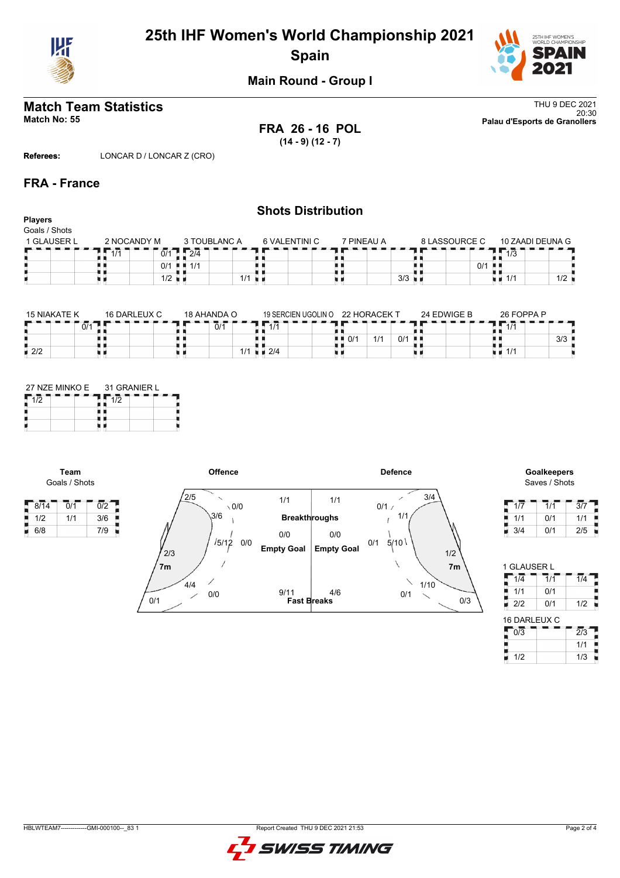# 25th IHF Women's World Championship 2021
## Spain

### Main Round - Group I

## Match Team Statistics

**Match No: 55**

THU 9 DEC 2021
20:30
**Palau d'Esports de Granollers**

**FRA 26 - 16 POL**
**(14 - 9) (12 - 7)**

**Referees:** LONCAR D / LONCAR Z (CRO)

## FRA - France

### Shots Distribution

**Players**
Goals / Shots

| 1 GLAUSER L | | |
|---|---|---|
| | | |
| | | |
| | | |

| 2 NOCANDY M | | |
|---|---|---|
| 1/1 | | 0/1 |
| | | 0/1 |
| | | 1/2 |

| 3 TOUBLANC A | | |
|---|---|---|
| 2/4 | | |
| 1/1 | | |
| | | 1/1 |

| 6 VALENTINI C | | |
|---|---|---|
| | | |
| | | |
| | | |

| 7 PINEAU A | | |
|---|---|---|
| | | |
| | | |
| | | 3/3 |

| 8 LASSOURCE C | | |
|---|---|---|
| | | |
| | | 0/1 |
| | | |

| 10 ZAADI DEUNA G | | |
|---|---|---|
| 1/3 | | |
| | | |
| 1/1 | | 1/2 |

| 15 NIAKATE K | | |
|---|---|---|
| | | 0/1 |
| | | |
| 2/2 | | |

| 16 DARLEUX C | | |
|---|---|---|
| | | |
| | | |
| | | |

| 18 AHANDA O | | |
|---|---|---|
| | 0/1 | |
| | | |
| | | 1/1 |

| 19 SERCIEN UGOLIN O | | |
|---|---|---|
| 1/1 | | |
| | | |
| 2/4 | | |

| 22 HORACEK T | | |
|---|---|---|
| | | |
| 0/1 | 1/1 | 0/1 |
| | | |

| 24 EDWIGE B | | |
|---|---|---|
| | | |
| | | |
| | | |

| 26 FOPPA P | | |
|---|---|---|
| 1/1 | | |
| | | 3/3 |
| 1/1 | | |

| 27 NZE MINKO E | | |
|---|---|---|
| 1/2 | | |
| | | |
| | | |

| 31 GRANIER L | | |
|---|---|---|
| 1/2 | | |
| | | |
| | | |

**Team**
Goals / Shots

| | | |
|---|---|---|
| 8/14 | 0/1 | 0/2 |
| 1/2 | 1/1 | 3/6 |
| 6/8 | | 7/9 |

**Offence**

| | Offence | Defence |
|---|---|---|
| Left wing | 2/5 | 3/4 |
| Left/Right 9m (upper) | 0/0 | 0/1 |
| Back court 9m | 3/6 | 1/1 |
| Centre 9m | 5/12 | 5/10 |
| Centre 6m (pivot) | 0/0 | 0/1 |
| 7m | 2/3 | 1/2 |
| Wing (lower) | 4/4 | 1/10 |
| Right wing 9m (lower) | 0/0 | 0/1 |
| Corner | 0/1 | 0/3 |
| Breakthroughs | 1/1 | 1/1 |
| Empty Goal | 0/0 | 0/0 |
| Fast Breaks | 9/11 | 4/6 |

**Goalkeepers**
Saves / Shots

| | | |
|---|---|---|
| 1/7 | 1/1 | 3/7 |
| 1/1 | 0/1 | 1/1 |
| 3/4 | 0/1 | 2/5 |

1 GLAUSER L

| | | |
|---|---|---|
| 1/4 | 1/1 | 1/4 |
| 1/1 | 0/1 | |
| 2/2 | 0/1 | 1/2 |

16 DARLEUX C

| | | |
|---|---|---|
| 0/3 | | 2/3 |
| | | 1/1 |
| 1/2 | | 1/3 |

HBLWTEAM7--------------GMI-000100--_83 1    Report Created THU 9 DEC 2021 21:53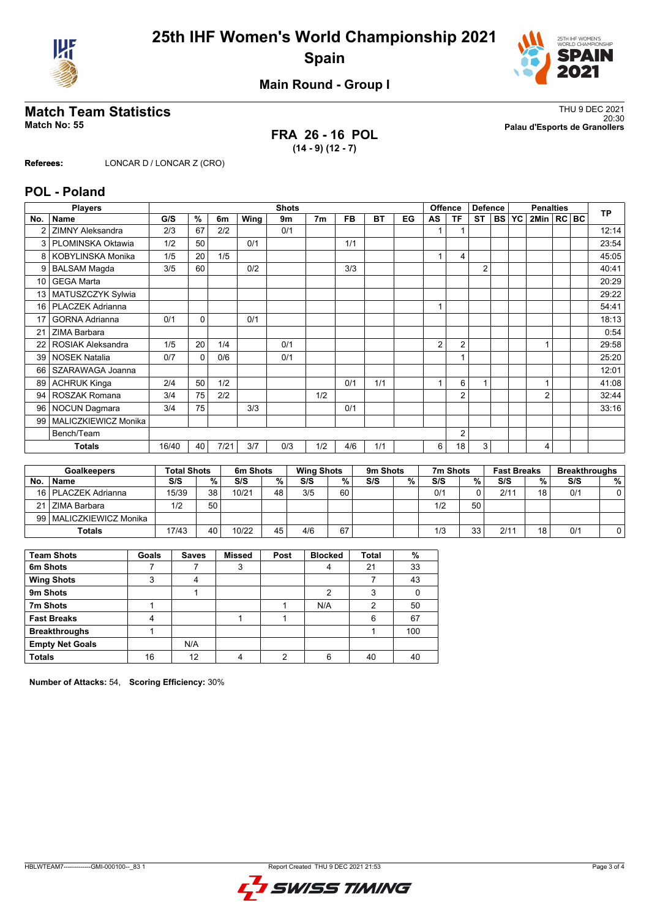# 25th IHF Women's World Championship 2021

## Spain

### Main Round - Group I

## Match Team Statistics

**Match No: 55**

THU 9 DEC 2021
20:30
**Palau d'Esports de Granollers**

**FRA 26 - 16 POL**
**(14 - 9) (12 - 7)**

**Referees:** LONCAR D / LONCAR Z (CRO)

## POL - Poland

| Players | | Shots | | | | | | | | | Offence | | Defence | | | Penalties | | | TP |
|---|---|---|---|---|---|---|---|---|---|---|---|---|---|---|---|---|---|---|---|
| No. | Name | G/S | % | 6m | Wing | 9m | 7m | FB | BT | EG | AS | TF | ST | BS | YC | 2Min | RC | BC | |
| 2 | ZIMNY Aleksandra | 2/3 | 67 | 2/2 | | 0/1 | | | | | 1 | 1 | | | | | | | 12:14 |
| 3 | PLOMINSKA Oktawia | 1/2 | 50 | | 0/1 | | | 1/1 | | | | | | | | | | | 23:54 |
| 8 | KOBYLINSKA Monika | 1/5 | 20 | 1/5 | | | | | | | 1 | 4 | | | | | | | 45:05 |
| 9 | BALSAM Magda | 3/5 | 60 | | 0/2 | | | 3/3 | | | | | 2 | | | | | | 40:41 |
| 10 | GEGA Marta | | | | | | | | | | | | | | | | | | 20:29 |
| 13 | MATUSZCZYK Sylwia | | | | | | | | | | | | | | | | | | 29:22 |
| 16 | PLACZEK Adrianna | | | | | | | | | | 1 | | | | | | | | 54:41 |
| 17 | GORNA Adrianna | 0/1 | 0 | | 0/1 | | | | | | | | | | | | | | 18:13 |
| 21 | ZIMA Barbara | | | | | | | | | | | | | | | | | | 0:54 |
| 22 | ROSIAK Aleksandra | 1/5 | 20 | 1/4 | | 0/1 | | | | | 2 | 2 | | | | 1 | | | 29:58 |
| 39 | NOSEK Natalia | 0/7 | 0 | 0/6 | | 0/1 | | | | | | 1 | | | | | | | 25:20 |
| 66 | SZARAWAGA Joanna | | | | | | | | | | | | | | | | | | 12:01 |
| 89 | ACHRUK Kinga | 2/4 | 50 | 1/2 | | | | 0/1 | 1/1 | | 1 | 6 | 1 | | | 1 | | | 41:08 |
| 94 | ROSZAK Romana | 3/4 | 75 | 2/2 | | | 1/2 | | | | | 2 | | | | 2 | | | 32:44 |
| 96 | NOCUN Dagmara | 3/4 | 75 | | 3/3 | | | 0/1 | | | | | | | | | | | 33:16 |
| 99 | MALICZKIEWICZ Monika | | | | | | | | | | | | | | | | | | |
| | Bench/Team | | | | | | | | | | | 2 | | | | | | | |
| | **Totals** | 16/40 | 40 | 7/21 | 3/7 | 0/3 | 1/2 | 4/6 | 1/1 | | 6 | 18 | 3 | | | 4 | | | |

| Goalkeepers | | Total Shots | | 6m Shots | | Wing Shots | | 9m Shots | | 7m Shots | | Fast Breaks | | Breakthroughs | |
|---|---|---|---|---|---|---|---|---|---|---|---|---|---|---|---|
| No. | Name | S/S | % | S/S | % | S/S | % | S/S | % | S/S | % | S/S | % | S/S | % |
| 16 | PLACZEK Adrianna | 15/39 | 38 | 10/21 | 48 | 3/5 | 60 | | | 0/1 | 0 | 2/11 | 18 | 0/1 | 0 |
| 21 | ZIMA Barbara | 1/2 | 50 | | | | | | | 1/2 | 50 | | | | |
| 99 | MALICZKIEWICZ Monika | | | | | | | | | | | | | | |
| | **Totals** | 17/43 | 40 | 10/22 | 45 | 4/6 | 67 | | | 1/3 | 33 | 2/11 | 18 | 0/1 | 0 |

| Team Shots | Goals | Saves | Missed | Post | Blocked | Total | % |
|---|---|---|---|---|---|---|---|
| **6m Shots** | 7 | 7 | 3 | | 4 | 21 | 33 |
| **Wing Shots** | 3 | 4 | | | | 7 | 43 |
| **9m Shots** | | 1 | | | 2 | 3 | 0 |
| **7m Shots** | 1 | | | 1 | N/A | 2 | 50 |
| **Fast Breaks** | 4 | | 1 | 1 | | 6 | 67 |
| **Breakthroughs** | 1 | | | | | 1 | 100 |
| **Empty Net Goals** | | N/A | | | | | |
| **Totals** | 16 | 12 | 4 | 2 | 6 | 40 | 40 |

**Number of Attacks:** 54, **Scoring Efficiency:** 30%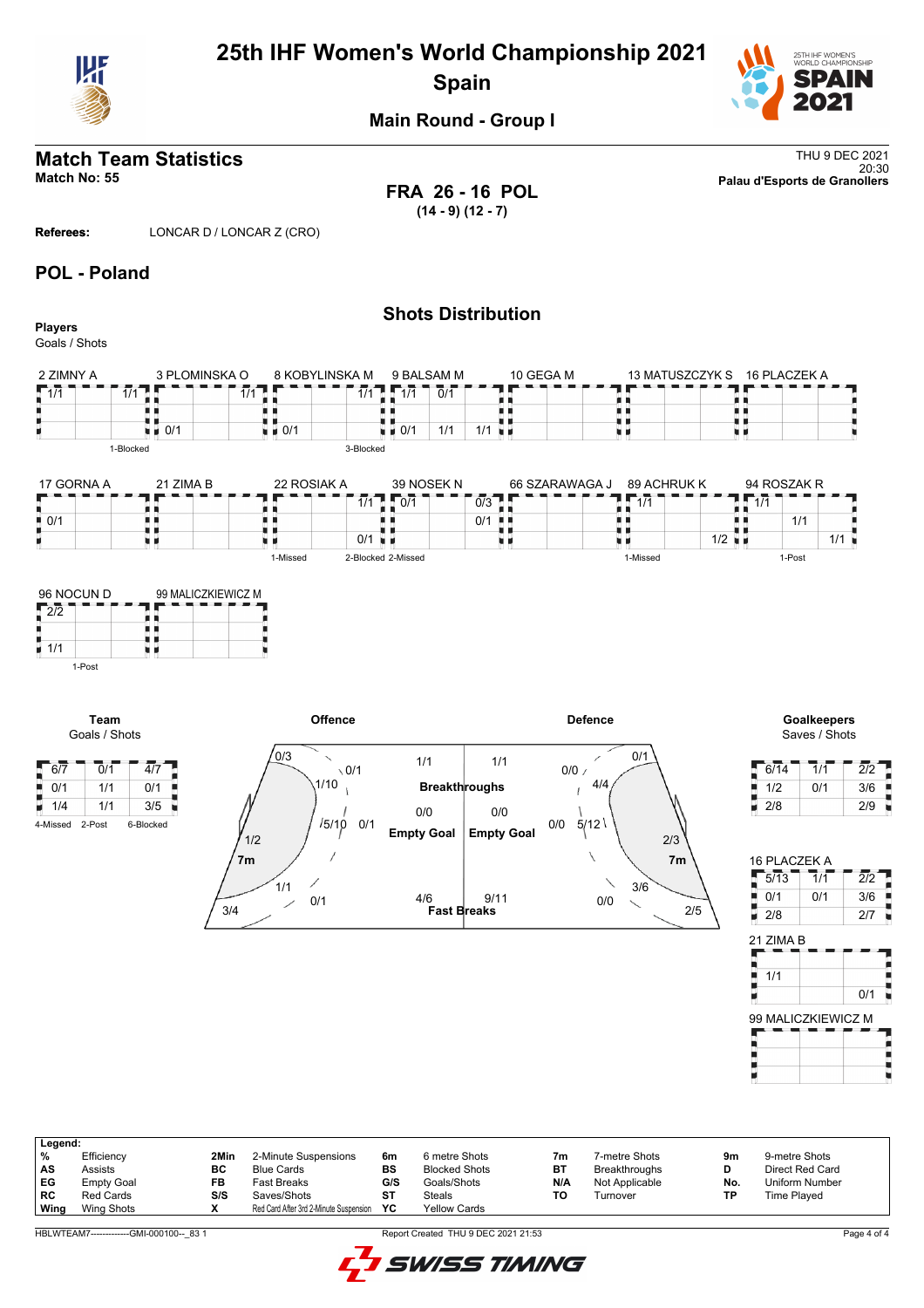# 25th IHF Women's World Championship 2021
## Spain

### Main Round - Group I

## Match Team Statistics

**Match No: 55**

THU 9 DEC 2021
20:30
**Palau d'Esports de Granollers**

**FRA 26 - 16 POL**
**(14 - 9) (12 - 7)**

**Referees:** LONCAR D / LONCAR Z (CRO)

## POL - Poland

### Shots Distribution

**Players**
Goals / Shots

2 ZIMNY A
1/1 | | 1/1
1-Blocked

3 PLOMINSKA O
| | 1/1
0/1 | |

8 KOBYLINSKA M
| | 1/1
0/1 | |
3-Blocked

9 BALSAM M
1/1 | 0/1 |
0/1 | 1/1 | 1/1

10 GEGA M

13 MATUSZCZYK S

16 PLACZEK A

17 GORNA A
0/1 | |

21 ZIMA B

22 ROSIAK A
| | 1/1
| | 0/1
1-Missed

39 NOSEK N
0/1 | | 0/3
| | 0/1
2-Blocked 2-Missed

66 SZARAWAGA J

89 ACHRUK K
1/1 | |
| | 1/2
1-Missed

94 ROSZAK R
1/1 | |
| 1/1 |
| | 1/1
1-Post

96 NOCUN D
2/2 | |
1/1 | |
1-Post

99 MALICZKIEWICZ M

**Team**
Goals / Shots

| | | |
|---|---|---|
| 6/7 | 0/1 | 4/7 |
| 0/1 | 1/1 | 0/1 |
| 1/4 | 1/1 | 3/5 |

4-Missed 2-Post 6-Blocked

**Offence**

0/3
0/1
1/10
1/2
5/10
0/1
7m
1/1
0/1
3/4

| | |
|---|---|
| 1/1 | 1/1 |
| **Breakthroughs** | |
| 0/0 | 0/0 |
| **Empty Goal** | **Empty Goal** |
| 4/6 | 9/11 |
| **Fast Breaks** | |

**Defence**

0/1
0/0
4/4
0/0
5/12
2/3
7m
3/6
0/0
2/5

**Goalkeepers**
Saves / Shots

| | | |
|---|---|---|
| 6/14 | 1/1 | 2/2 |
| 1/2 | 0/1 | 3/6 |
| 2/8 | | 2/9 |

16 PLACZEK A

| | | |
|---|---|---|
| 5/13 | 1/1 | 2/2 |
| 0/1 | 0/1 | 3/6 |
| 2/8 | | 2/7 |

21 ZIMA B

| | | |
|---|---|---|
| | | |
| 1/1 | | |
| | | 0/1 |

99 MALICZKIEWICZ M

| Legend: | | | | | | | | | |
|---|---|---|---|---|---|---|---|---|---|
| % | Efficiency | 2Min | 2-Minute Suspensions | 6m | 6 metre Shots | 7m | 7-metre Shots | 9m | 9-metre Shots |
| AS | Assists | BC | Blue Cards | BS | Blocked Shots | BT | Breakthroughs | D | Direct Red Card |
| EG | Empty Goal | FB | Fast Breaks | G/S | Goals/Shots | N/A | Not Applicable | No. | Uniform Number |
| RC | Red Cards | S/S | Saves/Shots | ST | Steals | TO | Turnover | TP | Time Played |
| Wing | Wing Shots | X | Red Card After 3rd 2-Minute Suspension | YC | Yellow Cards | | | | |

HBLWTEAM7--------------GMI-000100--_83 1 Report Created THU 9 DEC 2021 21:53